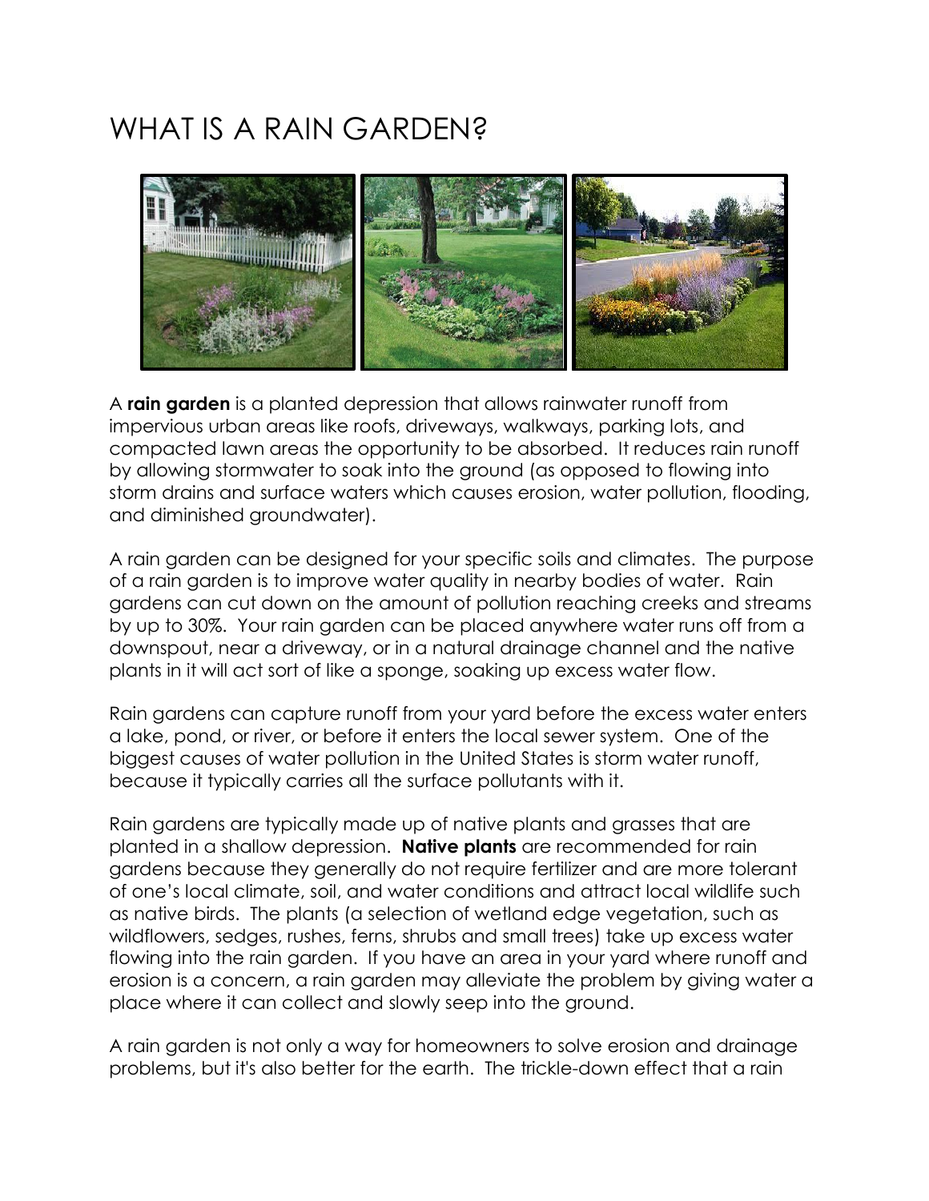# WHAT IS A RAIN GARDEN?

A **rain garden** is a planted depression that allows rainwater runoff from impervious urban areas like roofs, driveways, walkways, parking lots, and compacted lawn areas the opportunity to be absorbed. It reduces rain runoff by allowing stormwater to soak into the ground (as opposed to flowing into storm drains and surface waters which causes erosion, water pollution, flooding, and diminished groundwater).

A rain garden can be designed for your specific soils and climates. The purpose of a rain garden is to improve water quality in nearby bodies of water. Rain gardens can cut down on the amount of pollution reaching creeks and streams by up to 30%. Your rain garden can be placed anywhere water runs off from a downspout, near a driveway, or in a natural drainage channel and the native plants in it will act sort of like a sponge, soaking up excess water flow.

Rain gardens can capture runoff from your yard before the excess water enters a lake, pond, or river, or before it enters the local sewer system. One of the biggest causes of water pollution in the United States is storm water runoff, because it typically carries all the surface pollutants with it.

Rain gardens are typically made up of native plants and grasses that are planted in a shallow depression. **Native plants** are recommended for rain gardens because they generally do not require fertilizer and are more tolerant of one's local climate, soil, and water conditions and attract local wildlife such as native birds. The plants (a selection of wetland edge vegetation, such as wildflowers, sedges, rushes, ferns, shrubs and small trees) take up excess water flowing into the rain garden. If you have an area in your yard where runoff and erosion is a concern, a rain garden may alleviate the problem by giving water a place where it can collect and slowly seep into the ground.

A rain garden is not only a way for homeowners to solve erosion and drainage problems, but it's also better for the earth. The trickle-down effect that a rain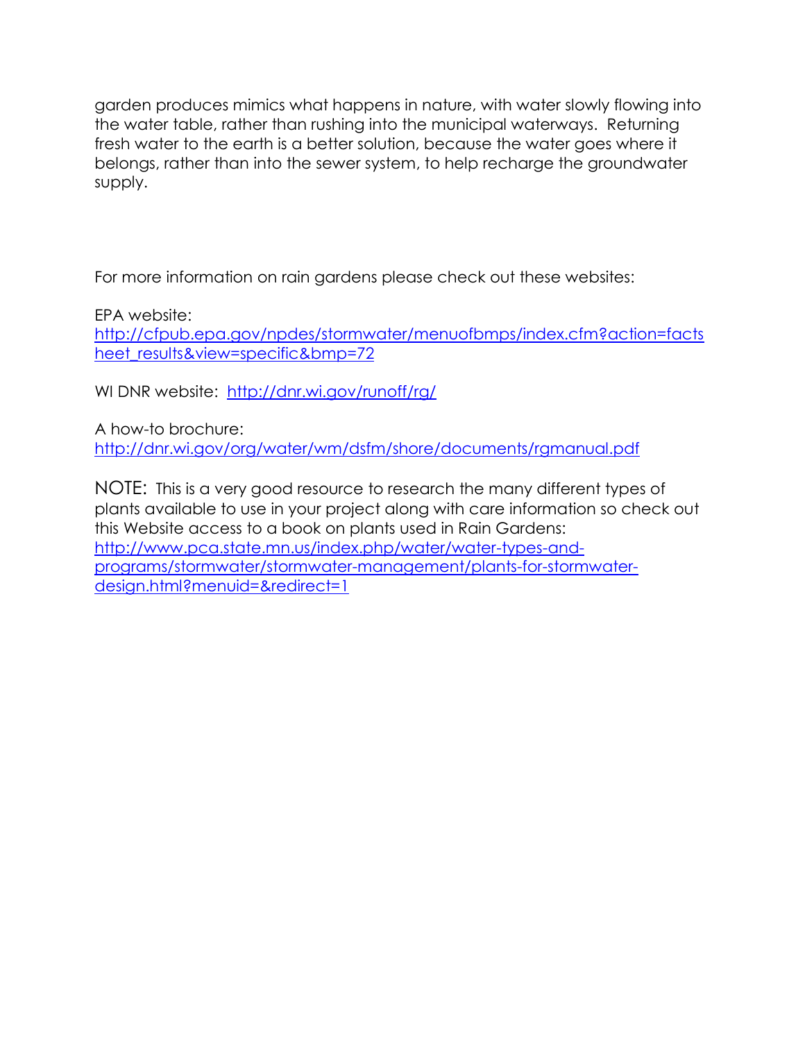garden produces mimics what happens in nature, with water slowly flowing into the water table, rather than rushing into the municipal waterways. Returning fresh water to the earth is a better solution, because the water goes where it belongs, rather than into the sewer system, to help recharge the groundwater supply.

For more information on rain gardens please check out these websites:

EPA website:
[http://cfpub.epa.gov/npdes/stormwater/menuofbmps/index.cfm?action=factsheet_results&view=specific&bmp=72](http://cfpub.epa.gov/npdes/stormwater/menuofbmps/index.cfm?action=factsheet_results&view=specific&bmp=72)

WI DNR website: [http://dnr.wi.gov/runoff/rg/](http://dnr.wi.gov/runoff/rg/)

A how-to brochure:
[http://dnr.wi.gov/org/water/wm/dsfm/shore/documents/rgmanual.pdf](http://dnr.wi.gov/org/water/wm/dsfm/shore/documents/rgmanual.pdf)

NOTE: This is a very good resource to research the many different types of plants available to use in your project along with care information so check out this Website access to a book on plants used in Rain Gardens:
[http://www.pca.state.mn.us/index.php/water/water-types-and-programs/stormwater/stormwater-management/plants-for-stormwater-design.html?menuid=&redirect=1](http://www.pca.state.mn.us/index.php/water/water-types-and-programs/stormwater/stormwater-management/plants-for-stormwater-design.html?menuid=&redirect=1)